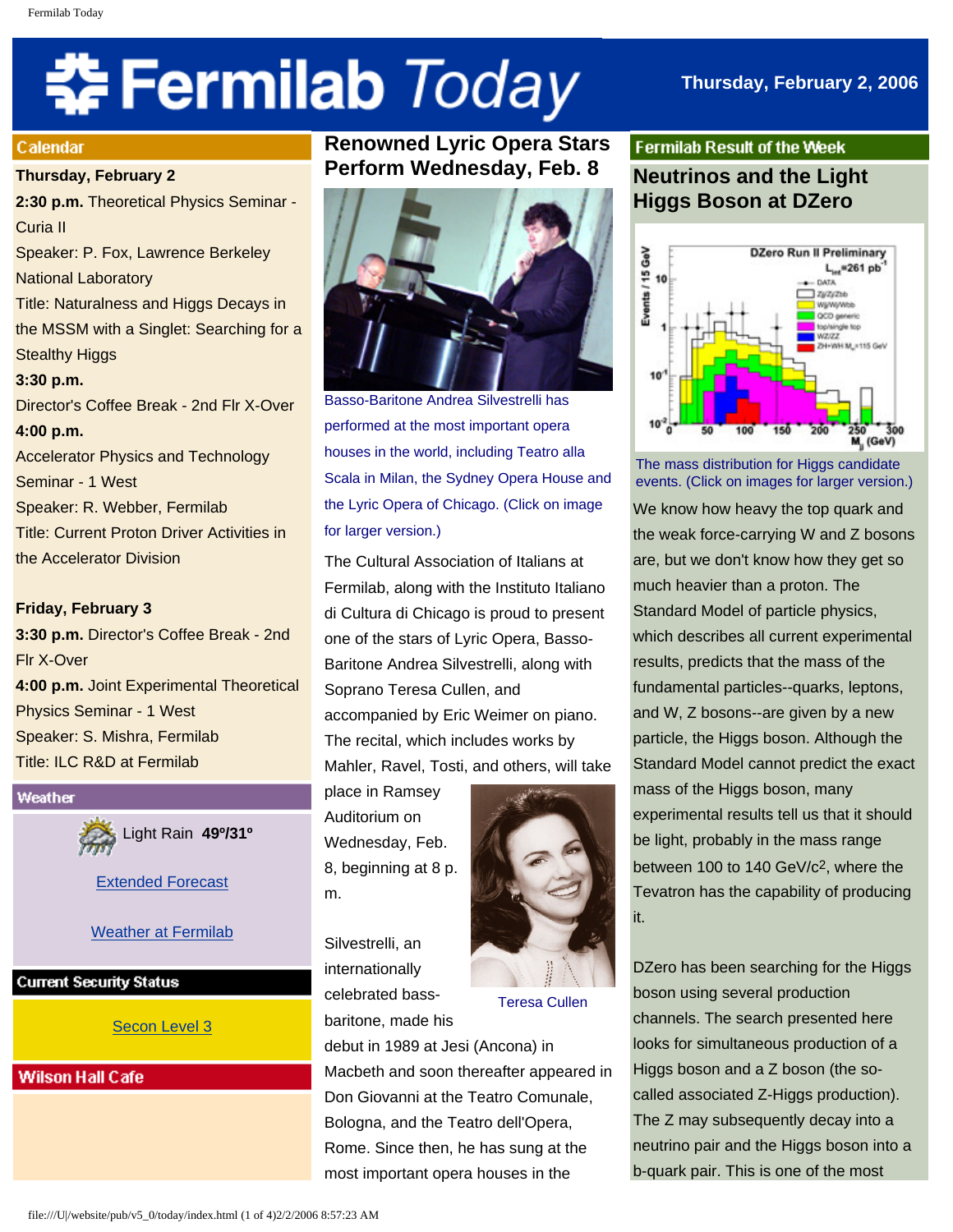# Fermilab Today

Thursday, February 2, 2006

## Calendar

**Thursday, February 2**

**2:30 p.m.** Theoretical Physics Seminar - Curia II
Speaker: P. Fox, Lawrence Berkeley National Laboratory
Title: Naturalness and Higgs Decays in the MSSM with a Singlet: Searching for a Stealthy Higgs

**3:30 p.m.**
Director's Coffee Break - 2nd Flr X-Over

**4:00 p.m.**
Accelerator Physics and Technology Seminar - 1 West
Speaker: R. Webber, Fermilab
Title: Current Proton Driver Activities in the Accelerator Division

**Friday, February 3**

**3:30 p.m.** Director's Coffee Break - 2nd Flr X-Over
**4:00 p.m.** Joint Experimental Theoretical Physics Seminar - 1 West
Speaker: S. Mishra, Fermilab
Title: ILC R&D at Fermilab

## Weather

Light Rain **49º/31º**

Extended Forecast

Weather at Fermilab

## Current Security Status

Secon Level 3

## Wilson Hall Cafe

## Renowned Lyric Opera Stars Perform Wednesday, Feb. 8

Basso-Baritone Andrea Silvestrelli has performed at the most important opera houses in the world, including Teatro alla Scala in Milan, the Sydney Opera House and the Lyric Opera of Chicago. (Click on image for larger version.)

The Cultural Association of Italians at Fermilab, along with the Instituto Italiano di Cultura di Chicago is proud to present one of the stars of Lyric Opera, Basso-Baritone Andrea Silvestrelli, along with Soprano Teresa Cullen, and accompanied by Eric Weimer on piano. The recital, which includes works by Mahler, Ravel, Tosti, and others, will take place in Ramsey Auditorium on Wednesday, Feb. 8, beginning at 8 p.m.

Teresa Cullen

Silvestrelli, an internationally celebrated bass-baritone, made his debut in 1989 at Jesi (Ancona) in Macbeth and soon thereafter appeared in Don Giovanni at the Teatro Comunale, Bologna, and the Teatro dell'Opera, Rome. Since then, he has sung at the most important opera houses in the

## Fermilab Result of the Week

### Neutrinos and the Light Higgs Boson at DZero

The mass distribution for Higgs candidate events. (Click on images for larger version.)

We know how heavy the top quark and the weak force-carrying W and Z bosons are, but we don't know how they get so much heavier than a proton. The Standard Model of particle physics, which describes all current experimental results, predicts that the mass of the fundamental particles--quarks, leptons, and W, Z bosons--are given by a new particle, the Higgs boson. Although the Standard Model cannot predict the exact mass of the Higgs boson, many experimental results tell us that it should be light, probably in the mass range between 100 to 140 GeV/$c^2$, where the Tevatron has the capability of producing it.

DZero has been searching for the Higgs boson using several production channels. The search presented here looks for simultaneous production of a Higgs boson and a Z boson (the so-called associated Z-Higgs production). The Z may subsequently decay into a neutrino pair and the Higgs boson into a b-quark pair. This is one of the most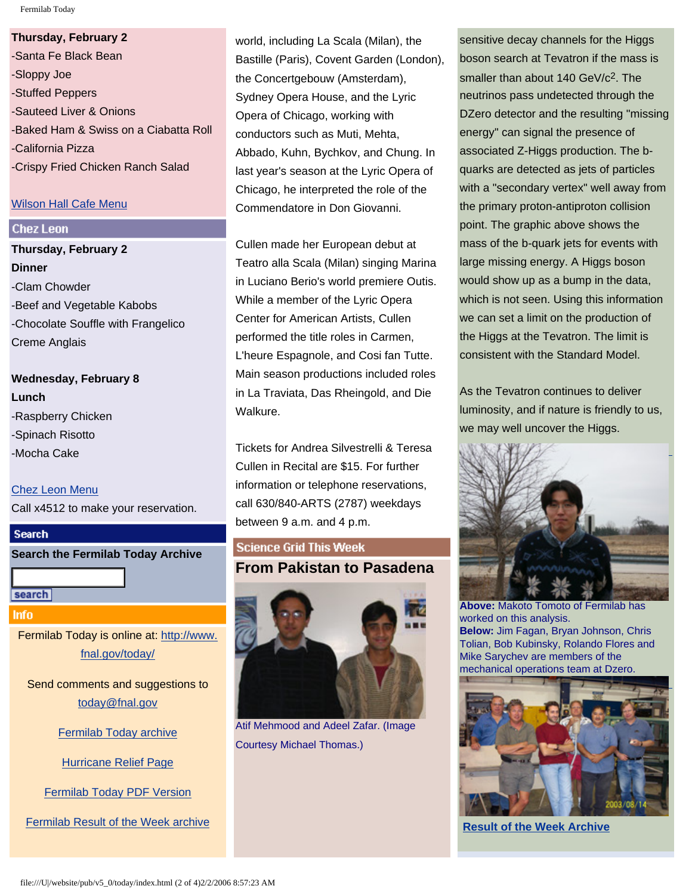**Thursday, February 2**

-Santa Fe Black Bean
-Sloppy Joe
-Stuffed Peppers
-Sauteed Liver & Onions
-Baked Ham & Swiss on a Ciabatta Roll
-California Pizza
-Crispy Fried Chicken Ranch Salad

Wilson Hall Cafe Menu

## Chez Leon

**Thursday, February 2**
**Dinner**

-Clam Chowder
-Beef and Vegetable Kabobs
-Chocolate Souffle with Frangelico Creme Anglais

**Wednesday, February 8**
**Lunch**

-Raspberry Chicken
-Spinach Risotto
-Mocha Cake

Chez Leon Menu

Call x4512 to make your reservation.

## Search

**Search the Fermilab Today Archive**

search

## Info

Fermilab Today is online at: http://www.fnal.gov/today/

Send comments and suggestions to today@fnal.gov

Fermilab Today archive

Hurricane Relief Page

Fermilab Today PDF Version

Fermilab Result of the Week archive

world, including La Scala (Milan), the Bastille (Paris), Covent Garden (London), the Concertgebouw (Amsterdam), Sydney Opera House, and the Lyric Opera of Chicago, working with conductors such as Muti, Mehta, Abbado, Kuhn, Bychkov, and Chung. In last year's season at the Lyric Opera of Chicago, he interpreted the role of the Commendatore in Don Giovanni.

Cullen made her European debut at Teatro alla Scala (Milan) singing Marina in Luciano Berio's world premiere Outis. While a member of the Lyric Opera Center for American Artists, Cullen performed the title roles in Carmen, L'heure Espagnole, and Cosi fan Tutte. Main season productions included roles in La Traviata, Das Rheingold, and Die Walkure.

Tickets for Andrea Silvestrelli & Teresa Cullen in Recital are $15. For further information or telephone reservations, call 630/840-ARTS (2787) weekdays between 9 a.m. and 4 p.m.

## Science Grid This Week

### From Pakistan to Pasadena

Atif Mehmood and Adeel Zafar. (Image Courtesy Michael Thomas.)

sensitive decay channels for the Higgs boson search at Tevatron if the mass is smaller than about 140 GeV/$c^2$. The neutrinos pass undetected through the DZero detector and the resulting "missing energy" can signal the presence of associated Z-Higgs production. The b-quarks are detected as jets of particles with a "secondary vertex" well away from the primary proton-antiproton collision point. The graphic above shows the mass of the b-quark jets for events with large missing energy. A Higgs boson would show up as a bump in the data, which is not seen. Using this information we can set a limit on the production of the Higgs at the Tevatron. The limit is consistent with the Standard Model.

As the Tevatron continues to deliver luminosity, and if nature is friendly to us, we may well uncover the Higgs.

**Above:** Makoto Tomoto of Fermilab has worked on this analysis.
**Below:** Jim Fagan, Bryan Johnson, Chris Tolian, Bob Kubinsky, Rolando Flores and Mike Sarychev are members of the mechanical operations team at Dzero.

**Result of the Week Archive**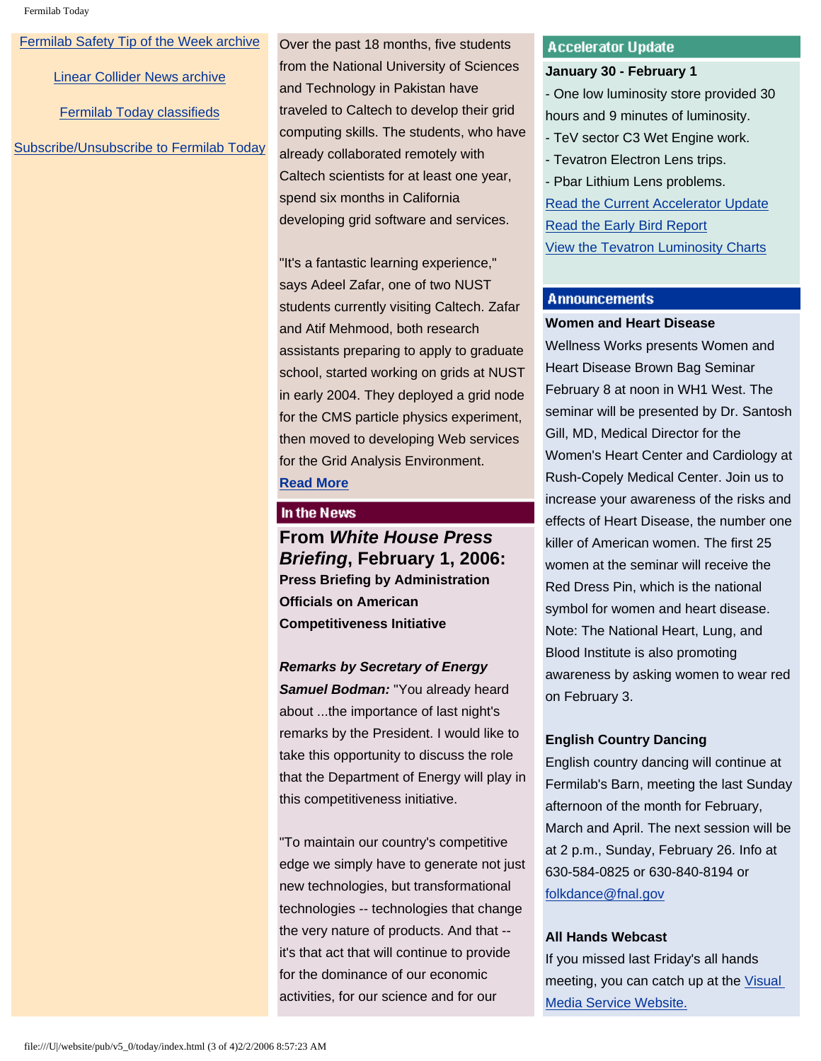[Fermilab Safety Tip of the Week archive]

[Linear Collider News archive]

[Fermilab Today classifieds]

[Subscribe/Unsubscribe to Fermilab Today]

Over the past 18 months, five students from the National University of Sciences and Technology in Pakistan have traveled to Caltech to develop their grid computing skills. The students, who have already collaborated remotely with Caltech scientists for at least one year, spend six months in California developing grid software and services.

"It's a fantastic learning experience," says Adeel Zafar, one of two NUST students currently visiting Caltech. Zafar and Atif Mehmood, both research assistants preparing to apply to graduate school, started working on grids at NUST in early 2004. They deployed a grid node for the CMS particle physics experiment, then moved to developing Web services for the Grid Analysis Environment.

**Read More**

## In the News

### From *White House Press Briefing*, February 1, 2006:

**Press Briefing by Administration Officials on American Competitiveness Initiative**

***Remarks by Secretary of Energy Samuel Bodman:*** "You already heard about ...the importance of last night's remarks by the President. I would like to take this opportunity to discuss the role that the Department of Energy will play in this competitiveness initiative.

"To maintain our country's competitive edge we simply have to generate not just new technologies, but transformational technologies -- technologies that change the very nature of products. And that -- it's that act that will continue to provide for the dominance of our economic activities, for our science and for our

## Accelerator Update

**January 30 - February 1**

- One low luminosity store provided 30 hours and 9 minutes of luminosity.
- TeV sector C3 Wet Engine work.
- Tevatron Electron Lens trips.
- Pbar Lithium Lens problems.

Read the Current Accelerator Update
Read the Early Bird Report
View the Tevatron Luminosity Charts

## Announcements

**Women and Heart Disease**

Wellness Works presents Women and Heart Disease Brown Bag Seminar February 8 at noon in WH1 West. The seminar will be presented by Dr. Santosh Gill, MD, Medical Director for the Women's Heart Center and Cardiology at Rush-Copely Medical Center. Join us to increase your awareness of the risks and effects of Heart Disease, the number one killer of American women. The first 25 women at the seminar will receive the Red Dress Pin, which is the national symbol for women and heart disease. Note: The National Heart, Lung, and Blood Institute is also promoting awareness by asking women to wear red on February 3.

**English Country Dancing**

English country dancing will continue at Fermilab's Barn, meeting the last Sunday afternoon of the month for February, March and April. The next session will be at 2 p.m., Sunday, February 26. Info at 630-584-0825 or 630-840-8194 or folkdance@fnal.gov

**All Hands Webcast**

If you missed last Friday's all hands meeting, you can catch up at the Visual Media Service Website.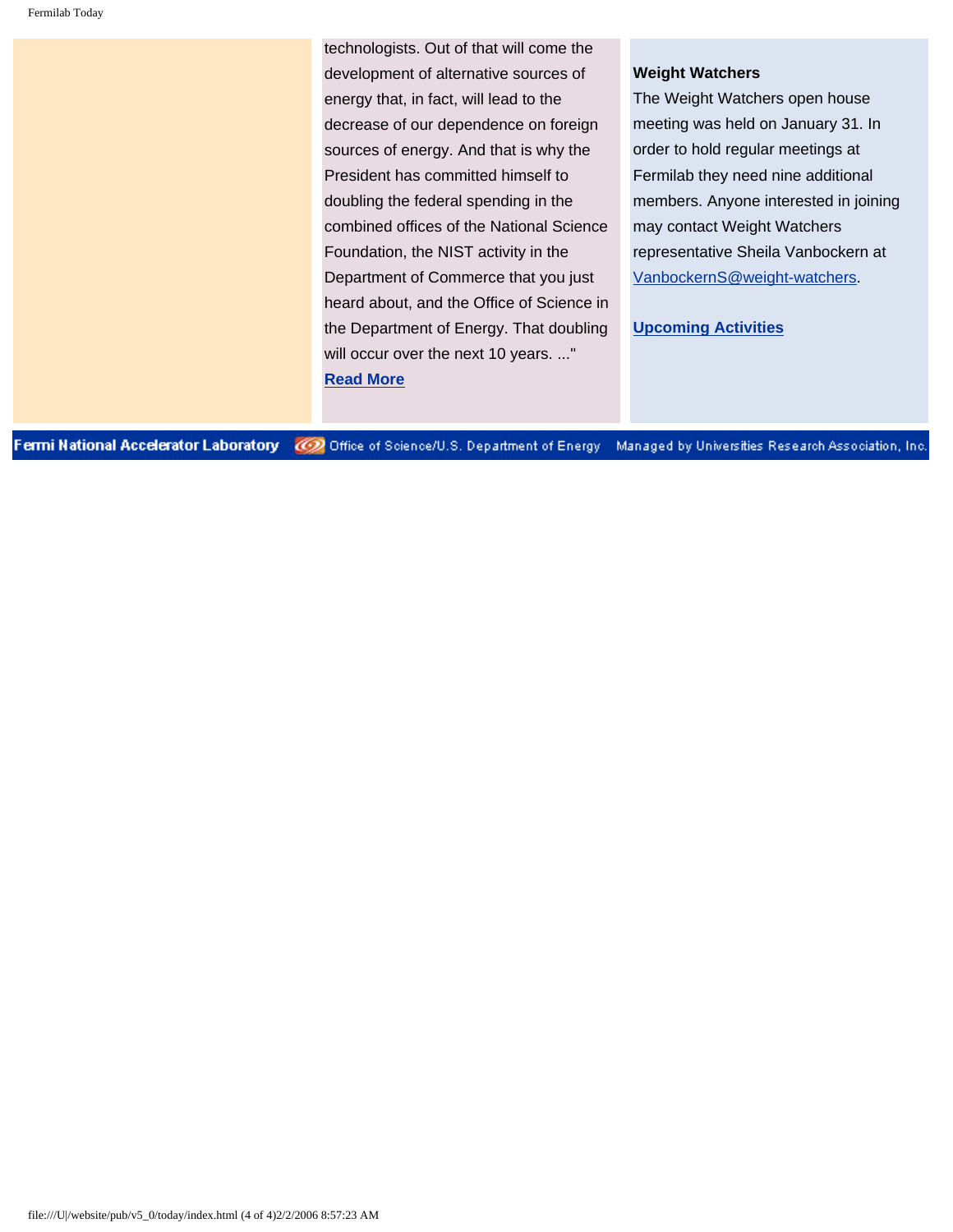technologists. Out of that will come the development of alternative sources of energy that, in fact, will lead to the decrease of our dependence on foreign sources of energy. And that is why the President has committed himself to doubling the federal spending in the combined offices of the National Science Foundation, the NIST activity in the Department of Commerce that you just heard about, and the Office of Science in the Department of Energy. That doubling will occur over the next 10 years. ..."

**Read More**

**Weight Watchers**

The Weight Watchers open house meeting was held on January 31. In order to hold regular meetings at Fermilab they need nine additional members. Anyone interested in joining may contact Weight Watchers representative Sheila Vanbockern at VanbockernS@weight-watchers.

**Upcoming Activities**

Fermi National Accelerator Laboratory — Office of Science/U.S. Department of Energy — Managed by Universities Research Association, Inc.